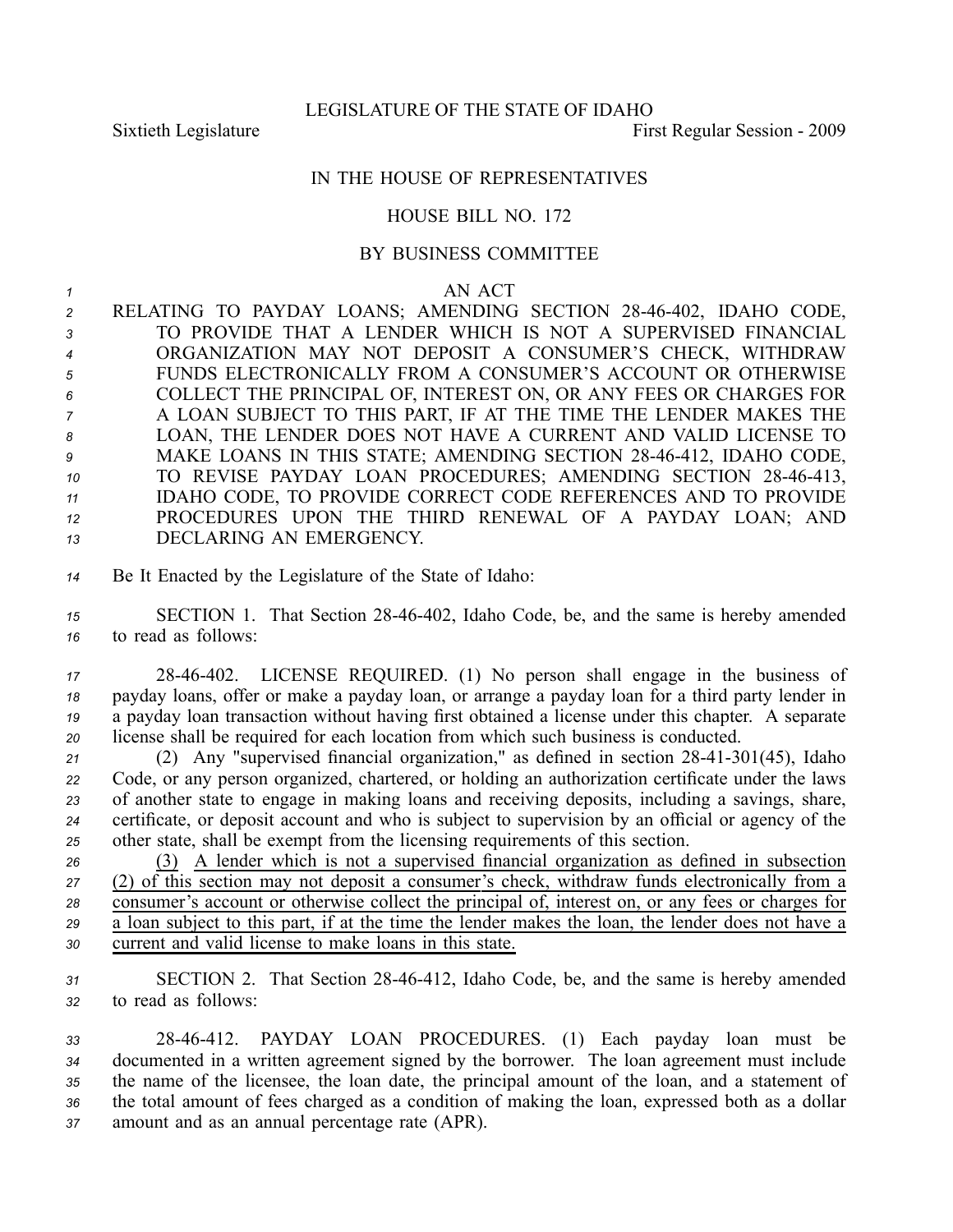LEGISLATURE OF THE STATE OF IDAHO

Sixtieth Legislature First Regular Session - 2009

IN THE HOUSE OF REPRESENTATIVES

HOUSE BILL NO. 172

BY BUSINESS COMMITTEE

AN ACT

RELATING TO PAYDAY LOANS; AMENDING SECTION 28-46-402, IDAHO CODE, TO PROVIDE THAT A LENDER WHICH IS NOT A SUPERVISED FINANCIAL ORGANIZATION MAY NOT DEPOSIT A CONSUMER'S CHECK, WITHDRAW FUNDS ELECTRONICALLY FROM A CONSUMER'S ACCOUNT OR OTHERWISE COLLECT THE PRINCIPAL OF, INTEREST ON, OR ANY FEES OR CHARGES FOR A LOAN SUBJECT TO THIS PART, IF AT THE TIME THE LENDER MAKES THE LOAN, THE LENDER DOES NOT HAVE A CURRENT AND VALID LICENSE TO MAKE LOANS IN THIS STATE; AMENDING SECTION 28-46-412, IDAHO CODE, TO REVISE PAYDAY LOAN PROCEDURES; AMENDING SECTION 28-46-413, IDAHO CODE, TO PROVIDE CORRECT CODE REFERENCES AND TO PROVIDE PROCEDURES UPON THE THIRD RENEWAL OF A PAYDAY LOAN; AND DECLARING AN EMERGENCY.

Be It Enacted by the Legislature of the State of Idaho:

SECTION 1. That Section 28-46-402, Idaho Code, be, and the same is hereby amended to read as follows:

28-46-402. LICENSE REQUIRED. (1) No person shall engage in the business of payday loans, offer or make a payday loan, or arrange a payday loan for a third party lender in a payday loan transaction without having first obtained a license under this chapter. A separate license shall be required for each location from which such business is conducted.

(2) Any "supervised financial organization," as defined in section 28-41-301(45), Idaho Code, or any person organized, chartered, or holding an authorization certificate under the laws of another state to engage in making loans and receiving deposits, including a savings, share, certificate, or deposit account and who is subject to supervision by an official or agency of the other state, shall be exempt from the licensing requirements of this section.

<u>(3) A lender which is not a supervised financial organization as defined in subsection (2) of this section may not deposit a consumer's check, withdraw funds electronically from a consumer's account or otherwise collect the principal of, interest on, or any fees or charges for a loan subject to this part, if at the time the lender makes the loan, the lender does not have a current and valid license to make loans in this state.</u>

SECTION 2. That Section 28-46-412, Idaho Code, be, and the same is hereby amended to read as follows:

28-46-412. PAYDAY LOAN PROCEDURES. (1) Each payday loan must be documented in a written agreement signed by the borrower. The loan agreement must include the name of the licensee, the loan date, the principal amount of the loan, and a statement of the total amount of fees charged as a condition of making the loan, expressed both as a dollar amount and as an annual percentage rate (APR).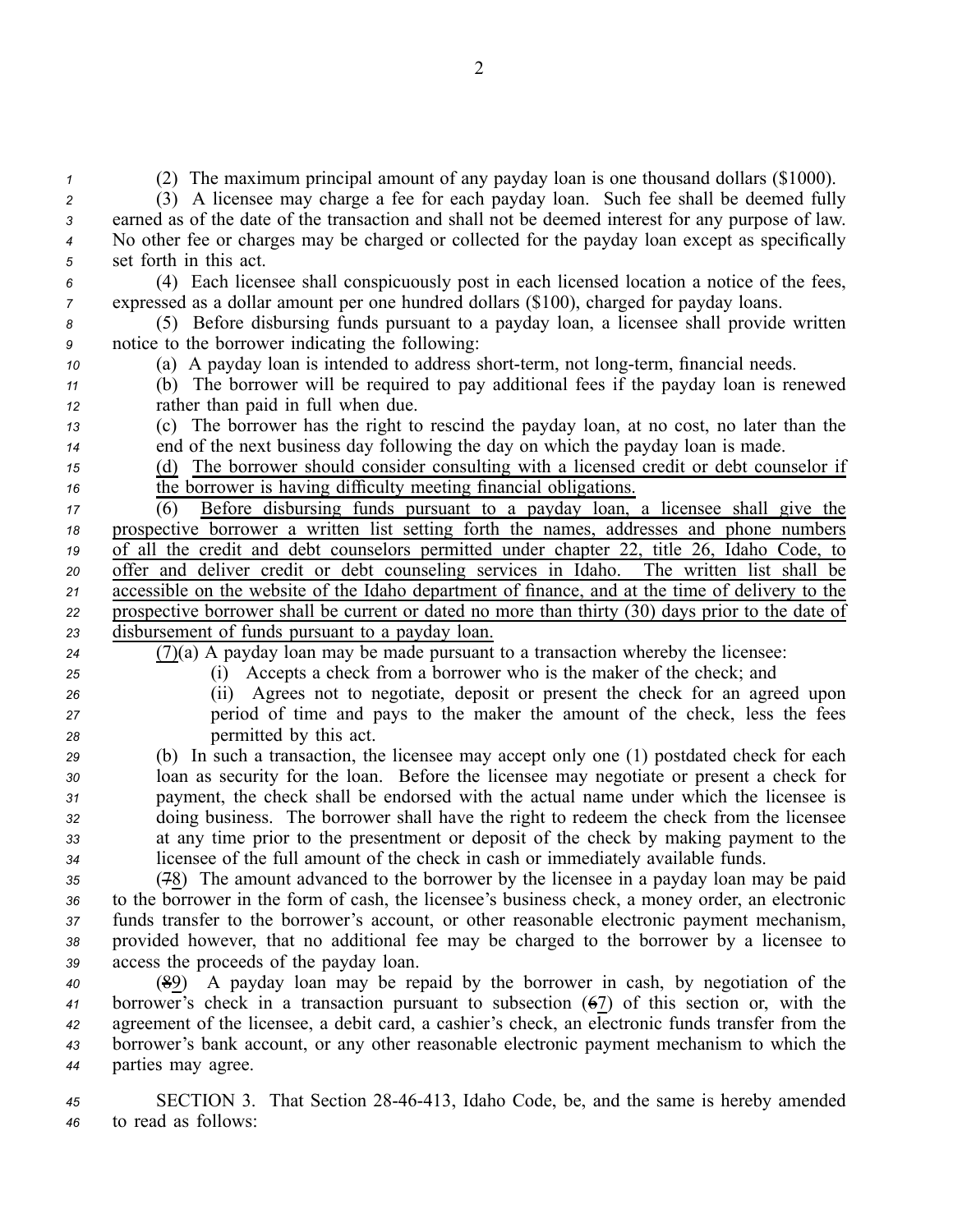(2) The maximum principal amount of any payday loan is one thousand dollars ($1000).

(3) A licensee may charge a fee for each payday loan. Such fee shall be deemed fully earned as of the date of the transaction and shall not be deemed interest for any purpose of law. No other fee or charges may be charged or collected for the payday loan except as specifically set forth in this act.

(4) Each licensee shall conspicuously post in each licensed location a notice of the fees, expressed as a dollar amount per one hundred dollars ($100), charged for payday loans.

(5) Before disbursing funds pursuant to a payday loan, a licensee shall provide written notice to the borrower indicating the following:

(a) A payday loan is intended to address short-term, not long-term, financial needs.

(b) The borrower will be required to pay additional fees if the payday loan is renewed rather than paid in full when due.

(c) The borrower has the right to rescind the payday loan, at no cost, no later than the end of the next business day following the day on which the payday loan is made.

<u>(d) The borrower should consider consulting with a licensed credit or debt counselor if the borrower is having difficulty meeting financial obligations.</u>

<u>(6) Before disbursing funds pursuant to a payday loan, a licensee shall give the prospective borrower a written list setting forth the names, addresses and phone numbers of all the credit and debt counselors permitted under chapter 22, title 26, Idaho Code, to offer and deliver credit or debt counseling services in Idaho. The written list shall be accessible on the website of the Idaho department of finance, and at the time of delivery to the prospective borrower shall be current or dated no more than thirty (30) days prior to the date of disbursement of funds pursuant to a payday loan.</u>

<u>(7)</u>(a) A payday loan may be made pursuant to a transaction whereby the licensee:

(i) Accepts a check from a borrower who is the maker of the check; and

(ii) Agrees not to negotiate, deposit or present the check for an agreed upon period of time and pays to the maker the amount of the check, less the fees permitted by this act.

(b) In such a transaction, the licensee may accept only one (1) postdated check for each loan as security for the loan. Before the licensee may negotiate or present a check for payment, the check shall be endorsed with the actual name under which the licensee is doing business. The borrower shall have the right to redeem the check from the licensee at any time prior to the presentment or deposit of the check by making payment to the licensee of the full amount of the check in cash or immediately available funds.

(~~7~~<u>8</u>) The amount advanced to the borrower by the licensee in a payday loan may be paid to the borrower in the form of cash, the licensee's business check, a money order, an electronic funds transfer to the borrower's account, or other reasonable electronic payment mechanism, provided however, that no additional fee may be charged to the borrower by a licensee to access the proceeds of the payday loan.

(~~8~~<u>9</u>) A payday loan may be repaid by the borrower in cash, by negotiation of the borrower's check in a transaction pursuant to subsection (~~6~~<u>7</u>) of this section or, with the agreement of the licensee, a debit card, a cashier's check, an electronic funds transfer from the borrower's bank account, or any other reasonable electronic payment mechanism to which the parties may agree.

SECTION 3. That Section 28-46-413, Idaho Code, be, and the same is hereby amended to read as follows: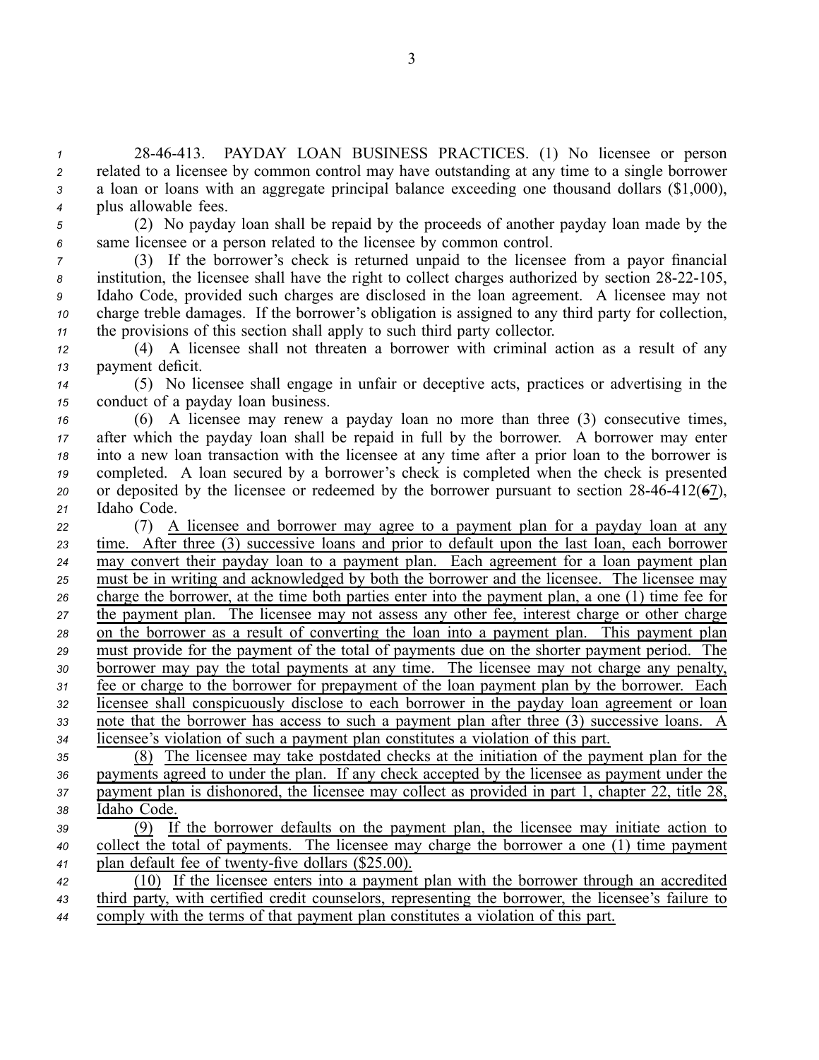28-46-413. PAYDAY LOAN BUSINESS PRACTICES. (1) No licensee or person related to a licensee by common control may have outstanding at any time to a single borrower a loan or loans with an aggregate principal balance exceeding one thousand dollars ($1,000), plus allowable fees.

(2) No payday loan shall be repaid by the proceeds of another payday loan made by the same licensee or a person related to the licensee by common control.

(3) If the borrower's check is returned unpaid to the licensee from a payor financial institution, the licensee shall have the right to collect charges authorized by section 28-22-105, Idaho Code, provided such charges are disclosed in the loan agreement. A licensee may not charge treble damages. If the borrower's obligation is assigned to any third party for collection, the provisions of this section shall apply to such third party collector.

(4) A licensee shall not threaten a borrower with criminal action as a result of any payment deficit.

(5) No licensee shall engage in unfair or deceptive acts, practices or advertising in the conduct of a payday loan business.

(6) A licensee may renew a payday loan no more than three (3) consecutive times, after which the payday loan shall be repaid in full by the borrower. A borrower may enter into a new loan transaction with the licensee at any time after a prior loan to the borrower is completed. A loan secured by a borrower's check is completed when the check is presented or deposited by the licensee or redeemed by the borrower pursuant to section 28-46-412(~~6~~7), Idaho Code.

(7) <u>A licensee and borrower may agree to a payment plan for a payday loan at any time. After three (3) successive loans and prior to default upon the last loan, each borrower may convert their payday loan to a payment plan. Each agreement for a loan payment plan must be in writing and acknowledged by both the borrower and the licensee. The licensee may charge the borrower, at the time both parties enter into the payment plan, a one (1) time fee for the payment plan. The licensee may not assess any other fee, interest charge or other charge on the borrower as a result of converting the loan into a payment plan. This payment plan must provide for the payment of the total of payments due on the shorter payment period. The borrower may pay the total payments at any time. The licensee may not charge any penalty, fee or charge to the borrower for prepayment of the loan payment plan by the borrower. Each licensee shall conspicuously disclose to each borrower in the payday loan agreement or loan note that the borrower has access to such a payment plan after three (3) successive loans. A licensee's violation of such a payment plan constitutes a violation of this part.</u>

<u>(8) The licensee may take postdated checks at the initiation of the payment plan for the payments agreed to under the plan. If any check accepted by the licensee as payment under the payment plan is dishonored, the licensee may collect as provided in part 1, chapter 22, title 28, Idaho Code.</u>

<u>(9) If the borrower defaults on the payment plan, the licensee may initiate action to collect the total of payments. The licensee may charge the borrower a one (1) time payment plan default fee of twenty-five dollars ($25.00).</u>

<u>(10) If the licensee enters into a payment plan with the borrower through an accredited third party, with certified credit counselors, representing the borrower, the licensee's failure to comply with the terms of that payment plan constitutes a violation of this part.</u>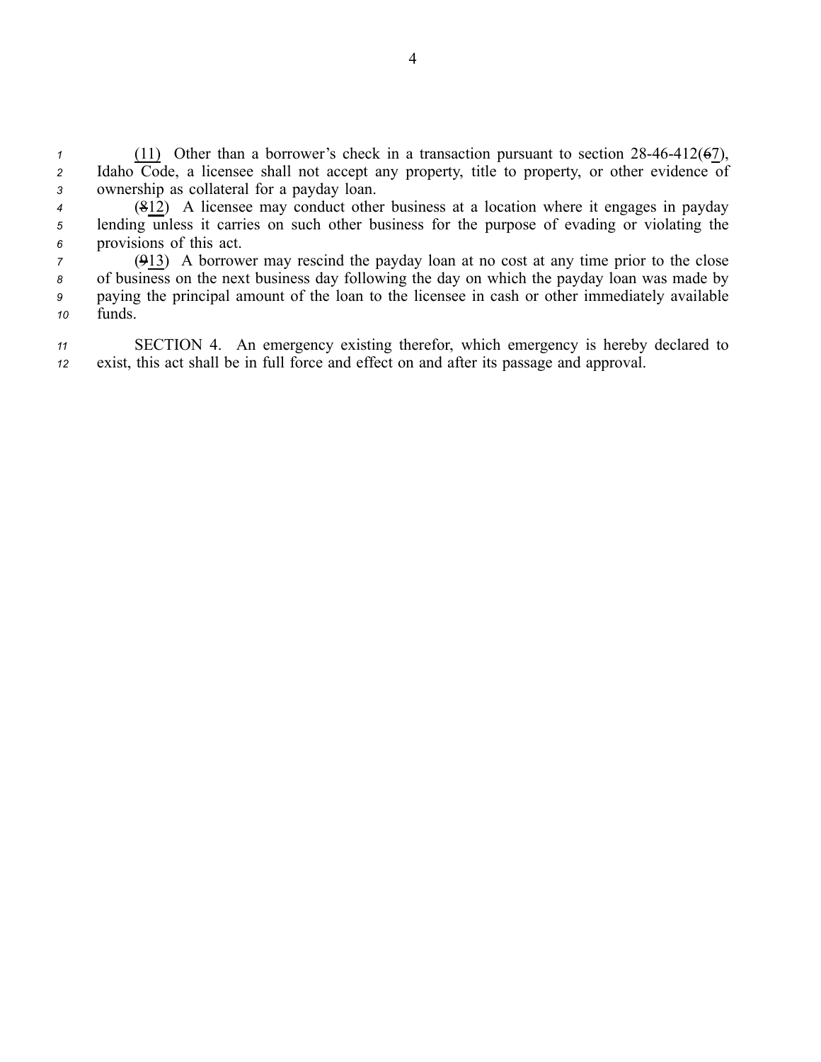(11) Other than a borrower's check in a transaction pursuant to section 28-46-412(~~6~~7), Idaho Code, a licensee shall not accept any property, title to property, or other evidence of ownership as collateral for a payday loan.

(~~8~~12) A licensee may conduct other business at a location where it engages in payday lending unless it carries on such other business for the purpose of evading or violating the provisions of this act.

(~~9~~13) A borrower may rescind the payday loan at no cost at any time prior to the close of business on the next business day following the day on which the payday loan was made by paying the principal amount of the loan to the licensee in cash or other immediately available funds.

SECTION 4. An emergency existing therefor, which emergency is hereby declared to exist, this act shall be in full force and effect on and after its passage and approval.